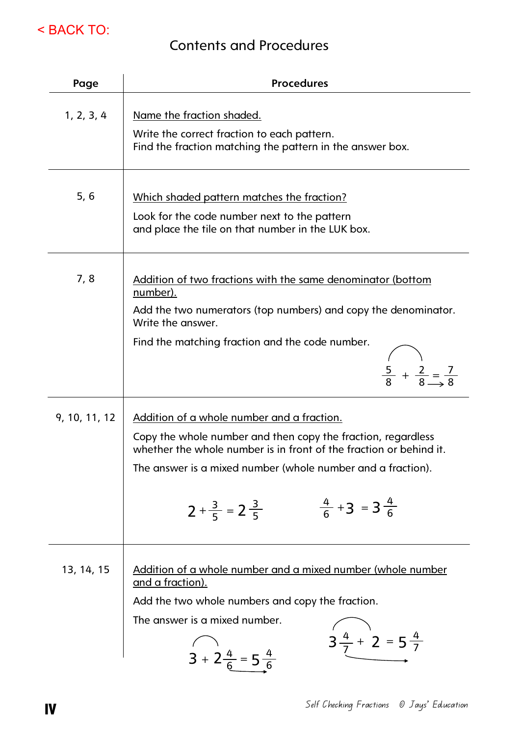< BACK TO:

# Contents and Procedures

| Page | Procedures |
|---|---|
| 1, 2, 3, 4 | Name the fraction shaded. <br> Write the correct fraction to each pattern. Find the fraction matching the pattern in the answer box. |
| 5, 6 | Which shaded pattern matches the fraction? <br> Look for the code number next to the pattern and place the tile on that number in the LUK box. |
| 7, 8 | Addition of two fractions with the same denominator (bottom number). <br> Add the two numerators (top numbers) and copy the denominator. Write the answer. <br> Find the matching fraction and the code number. <br> $\frac{5}{8} + \frac{2}{8} = \frac{7}{8}$ |
| 9, 10, 11, 12 | Addition of a whole number and a fraction. <br> Copy the whole number and then copy the fraction, regardless whether the whole number is in front of the fraction or behind it. <br> The answer is a mixed number (whole number and a fraction). <br> $2 + \frac{3}{5} = 2\frac{3}{5}$ $\quad$ $\frac{4}{6} + 3 = 3\frac{4}{6}$ |
| 13, 14, 15 | Addition of a whole number and a mixed number (whole number and a fraction). <br> Add the two whole numbers and copy the fraction. <br> The answer is a mixed number. <br> $3 + 2\frac{4}{6} = 5\frac{4}{6}$ $\quad$ $3\frac{4}{7} + 2 = 5\frac{4}{7}$ |

*Self Checking Fractions © Jays' Education*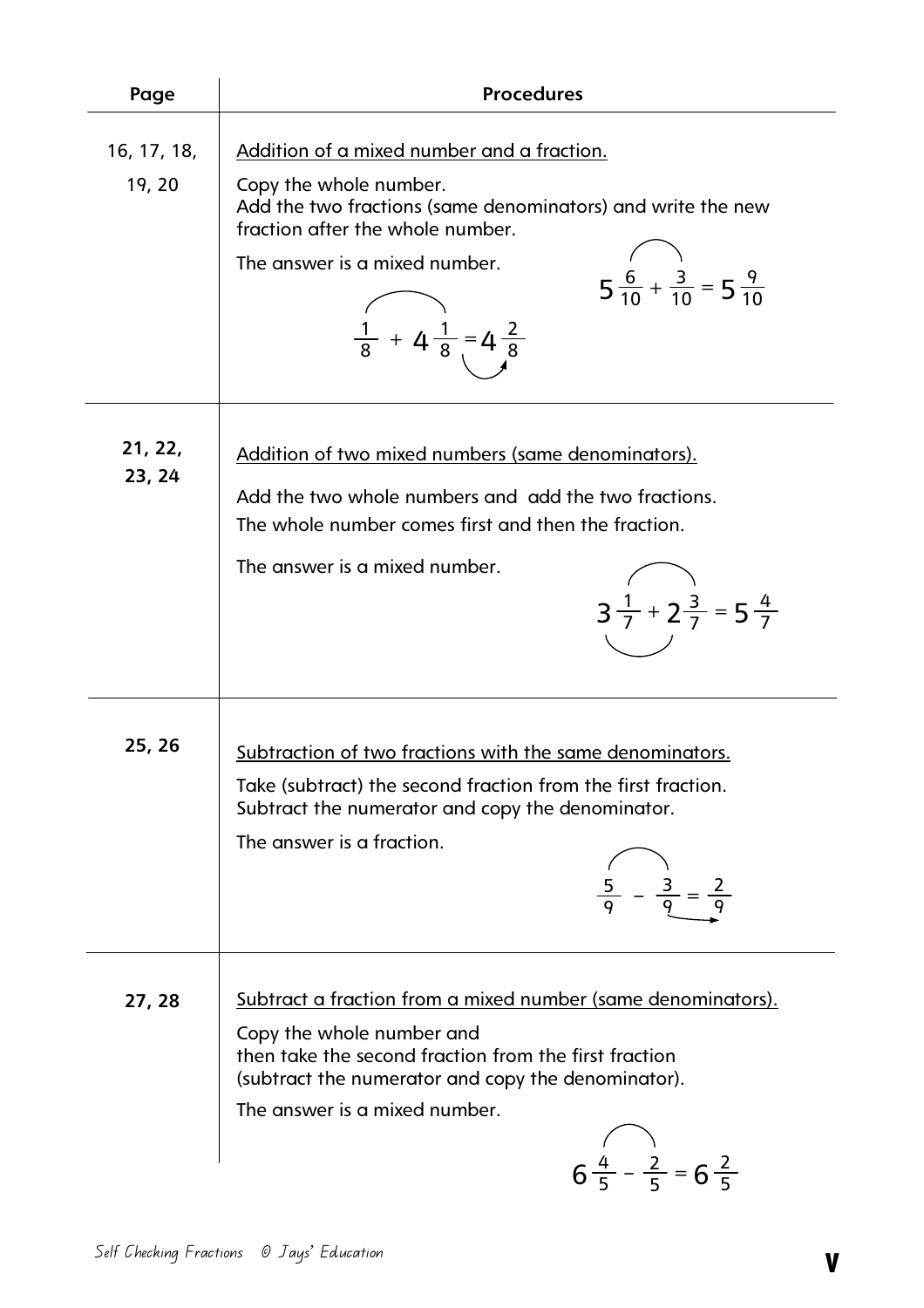| Page | Procedures |
|---|---|
| 16, 17, 18, 19, 20 | Addition of a mixed number and a fraction. <br> Copy the whole number. <br> Add the two fractions (same denominators) and write the new fraction after the whole number. <br> The answer is a mixed number. <br> $5\frac{6}{10} + \frac{3}{10} = 5\frac{9}{10}$ <br> $\frac{1}{8} + 4\frac{1}{8} = 4\frac{2}{8}$ |
| 21, 22, 23, 24 | Addition of two mixed numbers (same denominators). <br> Add the two whole numbers and add the two fractions. <br> The whole number comes first and then the fraction. <br> The answer is a mixed number. <br> $3\frac{1}{7} + 2\frac{3}{7} = 5\frac{4}{7}$ |
| 25, 26 | Subtraction of two fractions with the same denominators. <br> Take (subtract) the second fraction from the first fraction. <br> Subtract the numerator and copy the denominator. <br> The answer is a fraction. <br> $\frac{5}{9} - \frac{3}{9} = \frac{2}{9}$ |
| 27, 28 | Subtract a fraction from a mixed number (same denominators). <br> Copy the whole number and <br> then take the second fraction from the first fraction <br> (subtract the numerator and copy the denominator). <br> The answer is a mixed number. <br> $6\frac{4}{5} - \frac{2}{5} = 6\frac{2}{5}$ |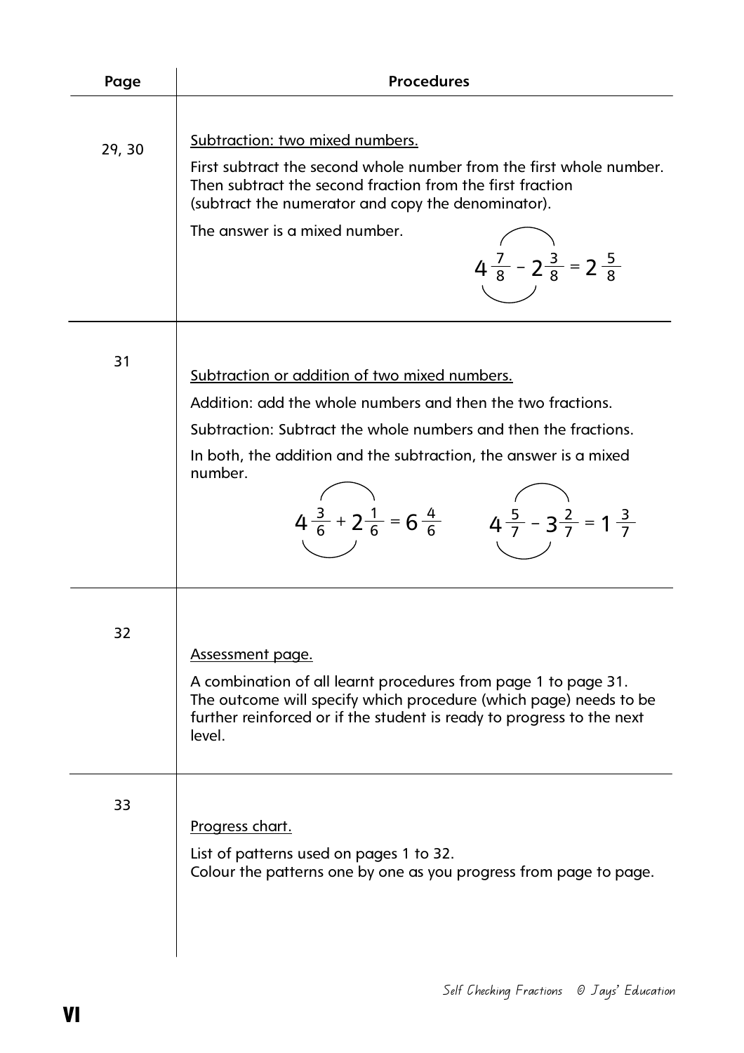| Page | Procedures |
|---|---|
| 29, 30 | Subtraction: two mixed numbers.<br><br>First subtract the second whole number from the first whole number. Then subtract the second fraction from the first fraction (subtract the numerator and copy the denominator).<br><br>The answer is a mixed number.<br><br>$4\frac{7}{8} - 2\frac{3}{8} = 2\frac{5}{8}$ |
| 31 | Subtraction or addition of two mixed numbers.<br><br>Addition: add the whole numbers and then the two fractions.<br><br>Subtraction: Subtract the whole numbers and then the fractions.<br><br>In both, the addition and the subtraction, the answer is a mixed number.<br><br>$4\frac{3}{6} + 2\frac{1}{6} = 6\frac{4}{6}$ $4\frac{5}{7} - 3\frac{2}{7} = 1\frac{3}{7}$ |
| 32 | Assessment page.<br><br>A combination of all learnt procedures from page 1 to page 31. The outcome will specify which procedure (which page) needs to be further reinforced or if the student is ready to progress to the next level. |
| 33 | Progress chart.<br><br>List of patterns used on pages 1 to 32. Colour the patterns one by one as you progress from page to page. |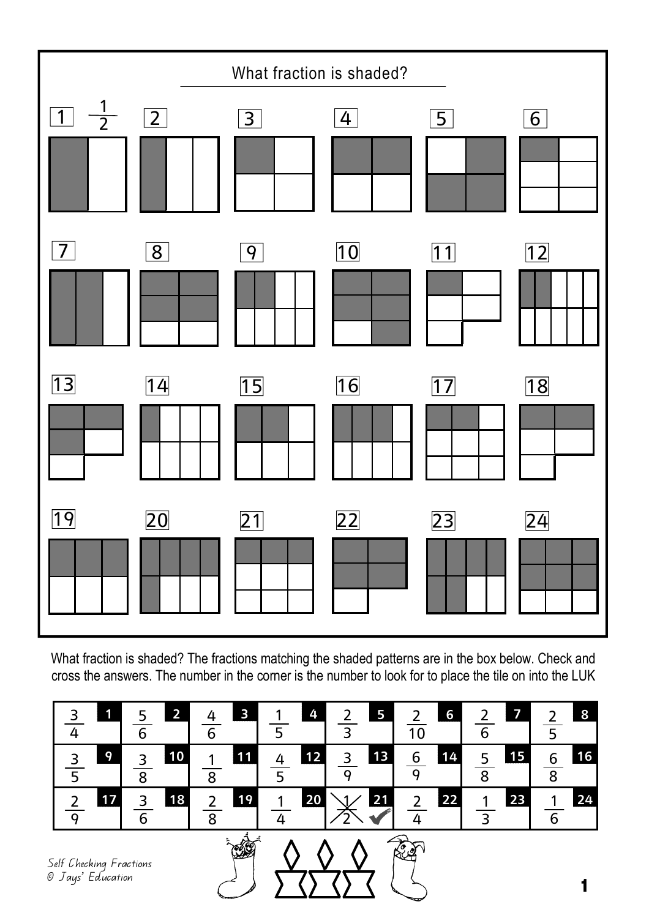## What fraction is shaded?

1 $\frac{1}{2}$ 2 3 4 5 6

7 8 9 10 11 12

13 14 15 16 17 18

19 20 21 22 23 24

What fraction is shaded? The fractions matching the shaded patterns are in the box below. Check and cross the answers. The number in the corner is the number to look for to place the tile on into the LUK

| | | | | | | | |
|---|---|---|---|---|---|---|---|
| $\frac{3}{4}$ 1 | $\frac{5}{6}$ 2 | $\frac{4}{6}$ 3 | $\frac{1}{5}$ 4 | $\frac{2}{3}$ 5 | $\frac{2}{10}$ 6 | $\frac{2}{6}$ 7 | $\frac{2}{5}$ 8 |
| $\frac{3}{5}$ 9 | $\frac{3}{8}$ 10 | $\frac{1}{8}$ 11 | $\frac{4}{5}$ 12 | $\frac{3}{9}$ 13 | $\frac{6}{9}$ 14 | $\frac{5}{8}$ 15 | $\frac{6}{8}$ 16 |
| $\frac{2}{9}$ 17 | $\frac{3}{6}$ 18 | $\frac{2}{8}$ 19 | $\frac{1}{4}$ 20 | ~~$\frac{1}{2}$~~ 21 ✔ | $\frac{2}{4}$ 22 | $\frac{1}{3}$ 23 | $\frac{1}{6}$ 24 |

*Self Checking Fractions*
*© Jays' Education*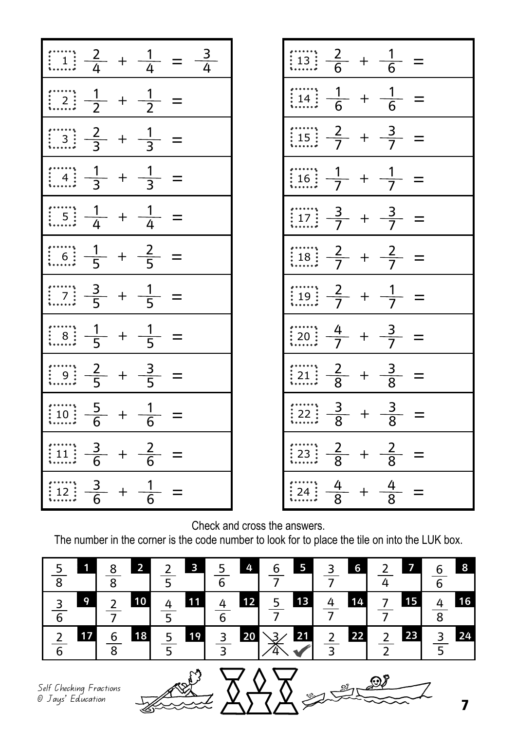| | |
|---|---|
| 1 $\frac{2}{4} + \frac{1}{4} = \frac{3}{4}$ | 13 $\frac{2}{6} + \frac{1}{6} =$ |
| 2 $\frac{1}{2} + \frac{1}{2} =$ | 14 $\frac{1}{6} + \frac{1}{6} =$ |
| 3 $\frac{2}{3} + \frac{1}{3} =$ | 15 $\frac{2}{7} + \frac{3}{7} =$ |
| 4 $\frac{1}{3} + \frac{1}{3} =$ | 16 $\frac{1}{7} + \frac{1}{7} =$ |
| 5 $\frac{1}{4} + \frac{1}{4} =$ | 17 $\frac{3}{7} + \frac{3}{7} =$ |
| 6 $\frac{1}{5} + \frac{2}{5} =$ | 18 $\frac{2}{7} + \frac{2}{7} =$ |
| 7 $\frac{3}{5} + \frac{1}{5} =$ | 19 $\frac{2}{7} + \frac{1}{7} =$ |
| 8 $\frac{1}{5} + \frac{1}{5} =$ | 20 $\frac{4}{7} + \frac{3}{7} =$ |
| 9 $\frac{2}{5} + \frac{3}{5} =$ | 21 $\frac{2}{8} + \frac{3}{8} =$ |
| 10 $\frac{5}{6} + \frac{1}{6} =$ | 22 $\frac{3}{8} + \frac{3}{8} =$ |
| 11 $\frac{3}{6} + \frac{2}{6} =$ | 23 $\frac{2}{8} + \frac{2}{8} =$ |
| 12 $\frac{3}{6} + \frac{1}{6} =$ | 24 $\frac{4}{8} + \frac{4}{8} =$ |

Check and cross the answers.
The number in the corner is the code number to look for to place the tile on into the LUK box.

| | | | | | | | |
|---|---|---|---|---|---|---|---|
| $\frac{5}{8}$ 1 | $\frac{8}{8}$ 2 | $\frac{2}{5}$ 3 | $\frac{5}{6}$ 4 | $\frac{6}{7}$ 5 | $\frac{3}{7}$ 6 | $\frac{2}{4}$ 7 | $\frac{6}{6}$ 8 |
| $\frac{3}{6}$ 9 | $\frac{2}{7}$ 10 | $\frac{4}{5}$ 11 | $\frac{4}{6}$ 12 | $\frac{5}{7}$ 13 | $\frac{4}{7}$ 14 | $\frac{7}{7}$ 15 | $\frac{4}{8}$ 16 |
| $\frac{2}{6}$ 17 | $\frac{6}{8}$ 18 | $\frac{5}{5}$ 19 | $\frac{3}{3}$ 20 | ~~$\frac{3}{4}$~~ 21 ✔ | $\frac{2}{3}$ 22 | $\frac{2}{2}$ 23 | $\frac{3}{5}$ 24 |

Self Checking Fractions
© Jays' Education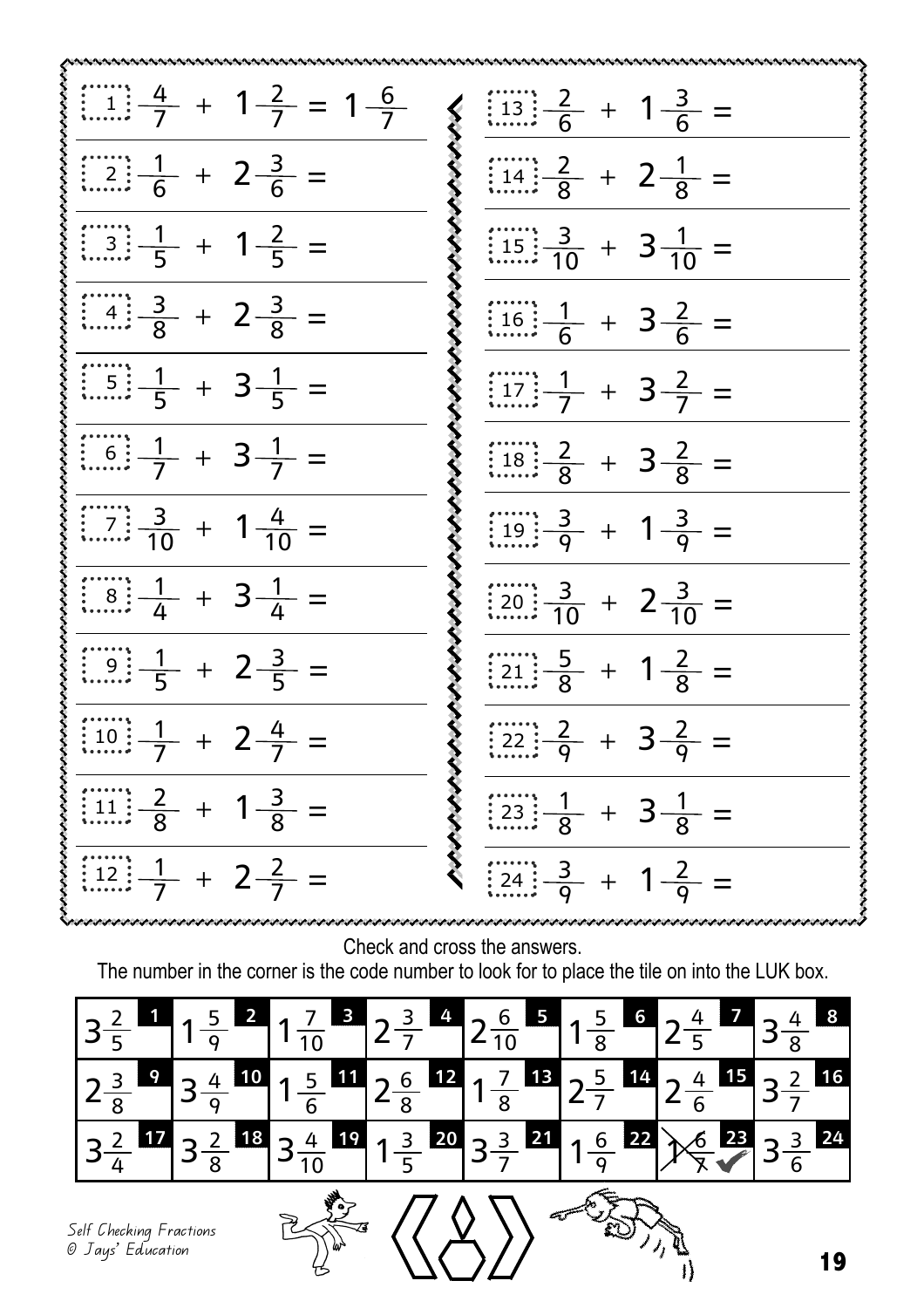| | | | | | |
|---|---|---|---|---|---|
| 1 | $\frac{4}{7} + 1\frac{2}{7} = 1\frac{6}{7}$ | 13 | $\frac{2}{6} + 1\frac{3}{6} =$ |
| 2 | $\frac{1}{6} + 2\frac{3}{6} =$ | 14 | $\frac{2}{8} + 2\frac{1}{8} =$ |
| 3 | $\frac{1}{5} + 1\frac{2}{5} =$ | 15 | $\frac{3}{10} + 3\frac{1}{10} =$ |
| 4 | $\frac{3}{8} + 2\frac{3}{8} =$ | 16 | $\frac{1}{6} + 3\frac{2}{6} =$ |
| 5 | $\frac{1}{5} + 3\frac{1}{5} =$ | 17 | $\frac{1}{7} + 3\frac{2}{7} =$ |
| 6 | $\frac{1}{7} + 3\frac{1}{7} =$ | 18 | $\frac{2}{8} + 3\frac{2}{8} =$ |
| 7 | $\frac{3}{10} + 1\frac{4}{10} =$ | 19 | $\frac{3}{9} + 1\frac{3}{9} =$ |
| 8 | $\frac{1}{4} + 3\frac{1}{4} =$ | 20 | $\frac{3}{10} + 2\frac{3}{10} =$ |
| 9 | $\frac{1}{5} + 2\frac{3}{5} =$ | 21 | $\frac{5}{8} + 1\frac{2}{8} =$ |
| 10 | $\frac{1}{7} + 2\frac{4}{7} =$ | 22 | $\frac{2}{9} + 3\frac{2}{9} =$ |
| 11 | $\frac{2}{8} + 1\frac{3}{8} =$ | 23 | $\frac{1}{8} + 3\frac{1}{8} =$ |
| 12 | $\frac{1}{7} + 2\frac{2}{7} =$ | 24 | $\frac{3}{9} + 1\frac{2}{9} =$ |

Check and cross the answers.

The number in the corner is the code number to look for to place the tile on into the LUK box.

| | | | | | | | |
|---|---|---|---|---|---|---|---|
| $3\frac{2}{5}$ **1** | $1\frac{5}{9}$ **2** | $1\frac{7}{10}$ **3** | $2\frac{3}{7}$ **4** | $2\frac{6}{10}$ **5** | $1\frac{5}{8}$ **6** | $2\frac{4}{5}$ **7** | $3\frac{4}{8}$ **8** |
| $2\frac{3}{8}$ **9** | $3\frac{4}{9}$ **10** | $1\frac{5}{6}$ **11** | $2\frac{6}{8}$ **12** | $1\frac{7}{8}$ **13** | $2\frac{5}{7}$ **14** | $2\frac{4}{6}$ **15** | $3\frac{2}{7}$ **16** |
| $3\frac{2}{4}$ **17** | $3\frac{2}{8}$ **18** | $3\frac{4}{10}$ **19** | $1\frac{3}{5}$ **20** | $3\frac{3}{7}$ **21** | $1\frac{6}{9}$ **22** | ~~$1\frac{6}{7}$~~ ✔ **23** | $3\frac{3}{6}$ **24** |

Self Checking Fractions
© Jays' Education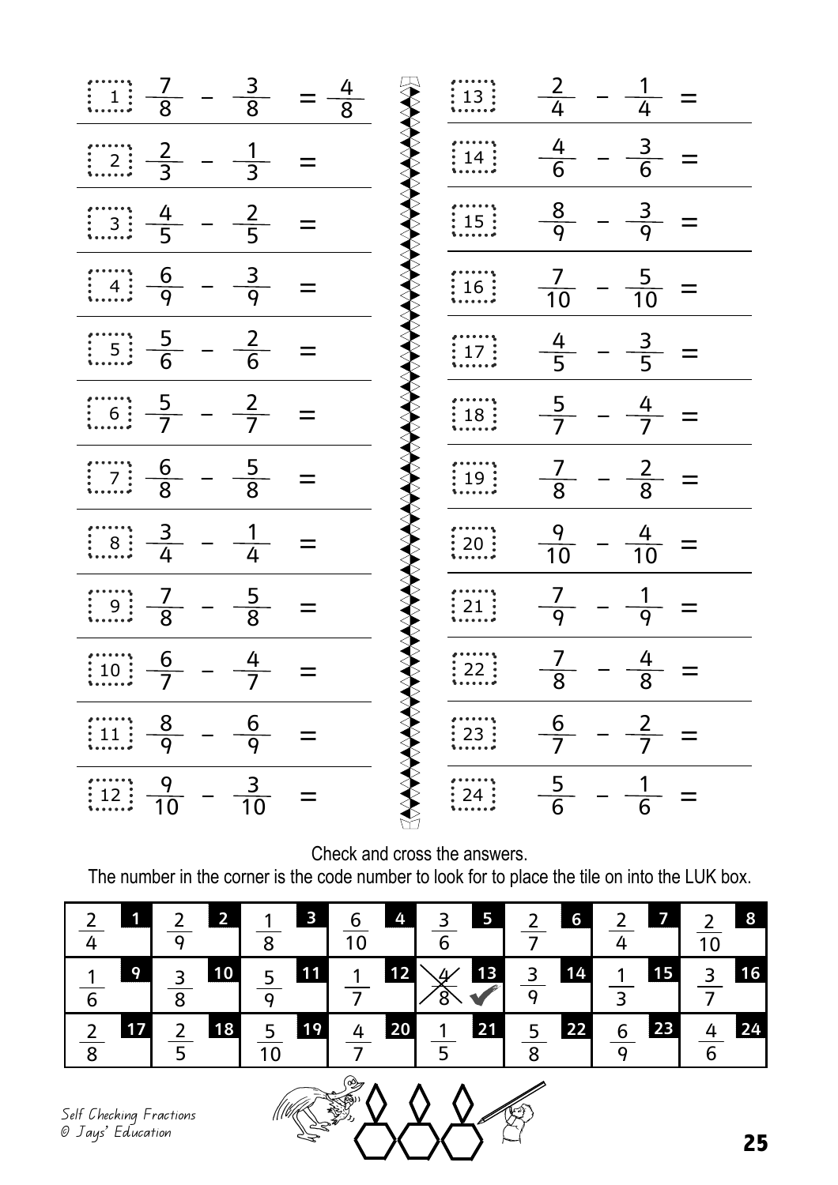| # | Question | # | Question |
|---|---|---|---|
| 1 | $\frac{7}{8} - \frac{3}{8} = \frac{4}{8}$ | 13 | $\frac{2}{4} - \frac{1}{4} =$ |
| 2 | $\frac{2}{3} - \frac{1}{3} =$ | 14 | $\frac{4}{6} - \frac{3}{6} =$ |
| 3 | $\frac{4}{5} - \frac{2}{5} =$ | 15 | $\frac{8}{9} - \frac{3}{9} =$ |
| 4 | $\frac{6}{9} - \frac{3}{9} =$ | 16 | $\frac{7}{10} - \frac{5}{10} =$ |
| 5 | $\frac{5}{6} - \frac{2}{6} =$ | 17 | $\frac{4}{5} - \frac{3}{5} =$ |
| 6 | $\frac{5}{7} - \frac{2}{7} =$ | 18 | $\frac{5}{7} - \frac{4}{7} =$ |
| 7 | $\frac{6}{8} - \frac{5}{8} =$ | 19 | $\frac{7}{8} - \frac{2}{8} =$ |
| 8 | $\frac{3}{4} - \frac{1}{4} =$ | 20 | $\frac{9}{10} - \frac{4}{10} =$ |
| 9 | $\frac{7}{8} - \frac{5}{8} =$ | 21 | $\frac{7}{9} - \frac{1}{9} =$ |
| 10 | $\frac{6}{7} - \frac{4}{7} =$ | 22 | $\frac{7}{8} - \frac{4}{8} =$ |
| 11 | $\frac{8}{9} - \frac{6}{9} =$ | 23 | $\frac{6}{7} - \frac{2}{7} =$ |
| 12 | $\frac{9}{10} - \frac{3}{10} =$ | 24 | $\frac{5}{6} - \frac{1}{6} =$ |

Check and cross the answers.

The number in the corner is the code number to look for to place the tile on into the LUK box.

| | | | | | | | |
|---|---|---|---|---|---|---|---|
| $\frac{2}{4}$ **1** | $\frac{2}{9}$ **2** | $\frac{1}{8}$ **3** | $\frac{6}{10}$ **4** | $\frac{3}{6}$ **5** | $\frac{2}{7}$ **6** | $\frac{2}{4}$ **7** | $\frac{2}{10}$ **8** |
| $\frac{1}{6}$ **9** | $\frac{3}{8}$ **10** | $\frac{5}{9}$ **11** | $\frac{1}{7}$ **12** | ~~$\frac{4}{8}$~~ ✔ **13** | $\frac{3}{9}$ **14** | $\frac{1}{3}$ **15** | $\frac{3}{7}$ **16** |
| $\frac{2}{8}$ **17** | $\frac{2}{5}$ **18** | $\frac{5}{10}$ **19** | $\frac{4}{7}$ **20** | $\frac{1}{5}$ **21** | $\frac{5}{8}$ **22** | $\frac{6}{9}$ **23** | $\frac{4}{6}$ **24** |

Self Checking Fractions
© Jays' Education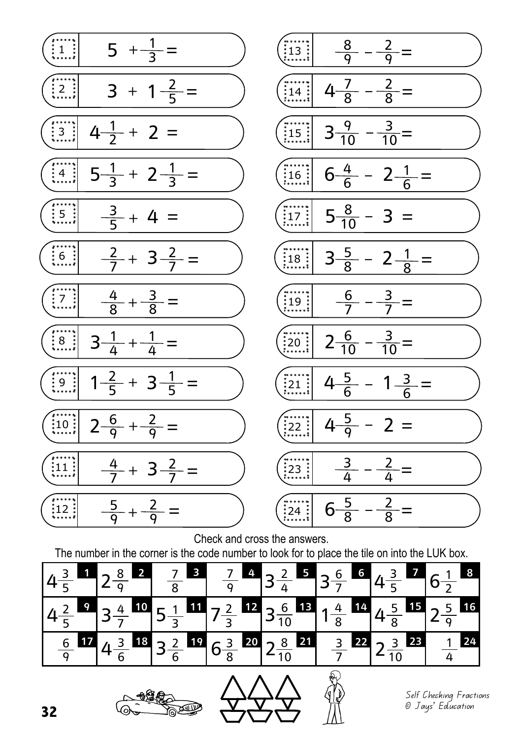1. $5 + \frac{1}{3} =$
2. $3 + 1\frac{2}{5} =$
3. $4\frac{1}{2} + 2 =$
4. $5\frac{1}{3} + 2\frac{1}{3} =$
5. $\frac{3}{5} + 4 =$
6. $\frac{2}{7} + 3\frac{2}{7} =$
7. $\frac{4}{8} + \frac{3}{8} =$
8. $3\frac{1}{4} + \frac{1}{4} =$
9. $1\frac{2}{5} + 3\frac{1}{5} =$
10. $2\frac{6}{9} + \frac{2}{9} =$
11. $\frac{4}{7} + 3\frac{2}{7} =$
12. $\frac{5}{9} + \frac{2}{9} =$
13. $\frac{8}{9} - \frac{2}{9} =$
14. $4\frac{7}{8} - \frac{2}{8} =$
15. $3\frac{9}{10} - \frac{3}{10} =$
16. $6\frac{4}{6} - 2\frac{1}{6} =$
17. $5\frac{8}{10} - 3 =$
18. $3\frac{5}{8} - 2\frac{1}{8} =$
19. $\frac{6}{7} - \frac{3}{7} =$
20. $2\frac{6}{10} - \frac{3}{10} =$
21. $4\frac{5}{6} - 1\frac{3}{6} =$
22. $4\frac{5}{9} - 2 =$
23. $\frac{3}{4} - \frac{2}{4} =$
24. $6\frac{5}{8} - \frac{2}{8} =$

Check and cross the answers.

The number in the corner is the code number to look for to place the tile on into the LUK box.

| | | | | | | | |
|---|---|---|---|---|---|---|---|
| $4\frac{3}{5}$ **1** | $2\frac{8}{9}$ **2** | $\frac{7}{8}$ **3** | $\frac{7}{9}$ **4** | $3\frac{2}{4}$ **5** | $3\frac{6}{7}$ **6** | $4\frac{3}{5}$ **7** | $6\frac{1}{2}$ **8** |
| $4\frac{2}{5}$ **9** | $3\frac{4}{7}$ **10** | $5\frac{1}{3}$ **11** | $7\frac{2}{3}$ **12** | $3\frac{6}{10}$ **13** | $1\frac{4}{8}$ **14** | $4\frac{5}{8}$ **15** | $2\frac{5}{9}$ **16** |
| $\frac{6}{9}$ **17** | $4\frac{3}{6}$ **18** | $3\frac{2}{6}$ **19** | $6\frac{3}{8}$ **20** | $2\frac{8}{10}$ **21** | $\frac{3}{7}$ **22** | $2\frac{3}{10}$ **23** | $\frac{1}{4}$ **24** |

*Self Checking Fractions*
*© Jays' Education*